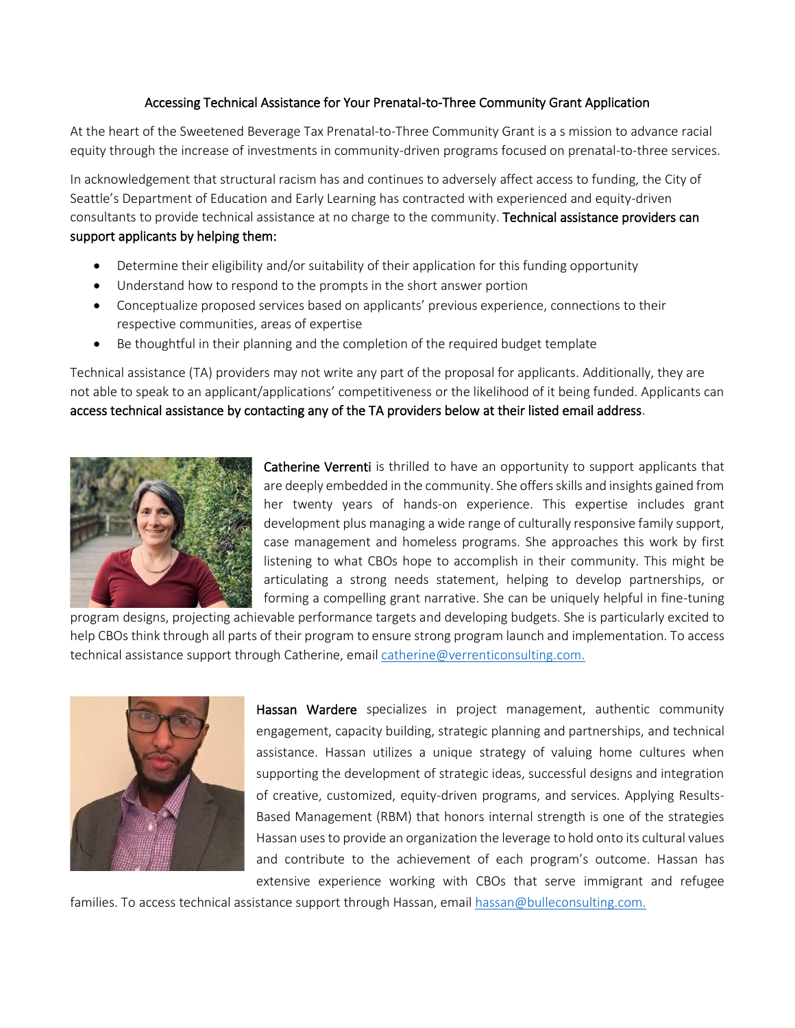# Accessing Technical Assistance for Your Prenatal-to-Three Community Grant Application

At the heart of the Sweetened Beverage Tax Prenatal-to-Three Community Grant is a s mission to advance racial equity through the increase of investments in community-driven programs focused on prenatal-to-three services.

In acknowledgement that structural racism has and continues to adversely affect access to funding, the City of Seattle's Department of Education and Early Learning has contracted with experienced and equity-driven consultants to provide technical assistance at no charge to the community. **Technical assistance providers can support applicants by helping them:**

- Determine their eligibility and/or suitability of their application for this funding opportunity
- Understand how to respond to the prompts in the short answer portion
- Conceptualize proposed services based on applicants' previous experience, connections to their respective communities, areas of expertise
- Be thoughtful in their planning and the completion of the required budget template

Technical assistance (TA) providers may not write any part of the proposal for applicants. Additionally, they are not able to speak to an applicant/applications' competitiveness or the likelihood of it being funded. Applicants can **access technical assistance by contacting any of the TA providers below at their listed email address**.

**Catherine Verrenti** is thrilled to have an opportunity to support applicants that are deeply embedded in the community. She offers skills and insights gained from her twenty years of hands-on experience. This expertise includes grant development plus managing a wide range of culturally responsive family support, case management and homeless programs. She approaches this work by first listening to what CBOs hope to accomplish in their community. This might be articulating a strong needs statement, helping to develop partnerships, or forming a compelling grant narrative. She can be uniquely helpful in fine-tuning program designs, projecting achievable performance targets and developing budgets. She is particularly excited to help CBOs think through all parts of their program to ensure strong program launch and implementation. To access technical assistance support through Catherine, email catherine@verrenticonsulting.com.

**Hassan Wardere** specializes in project management, authentic community engagement, capacity building, strategic planning and partnerships, and technical assistance. Hassan utilizes a unique strategy of valuing home cultures when supporting the development of strategic ideas, successful designs and integration of creative, customized, equity-driven programs, and services. Applying Results-Based Management (RBM) that honors internal strength is one of the strategies Hassan uses to provide an organization the leverage to hold onto its cultural values and contribute to the achievement of each program's outcome. Hassan has extensive experience working with CBOs that serve immigrant and refugee families. To access technical assistance support through Hassan, email hassan@bulleconsulting.com.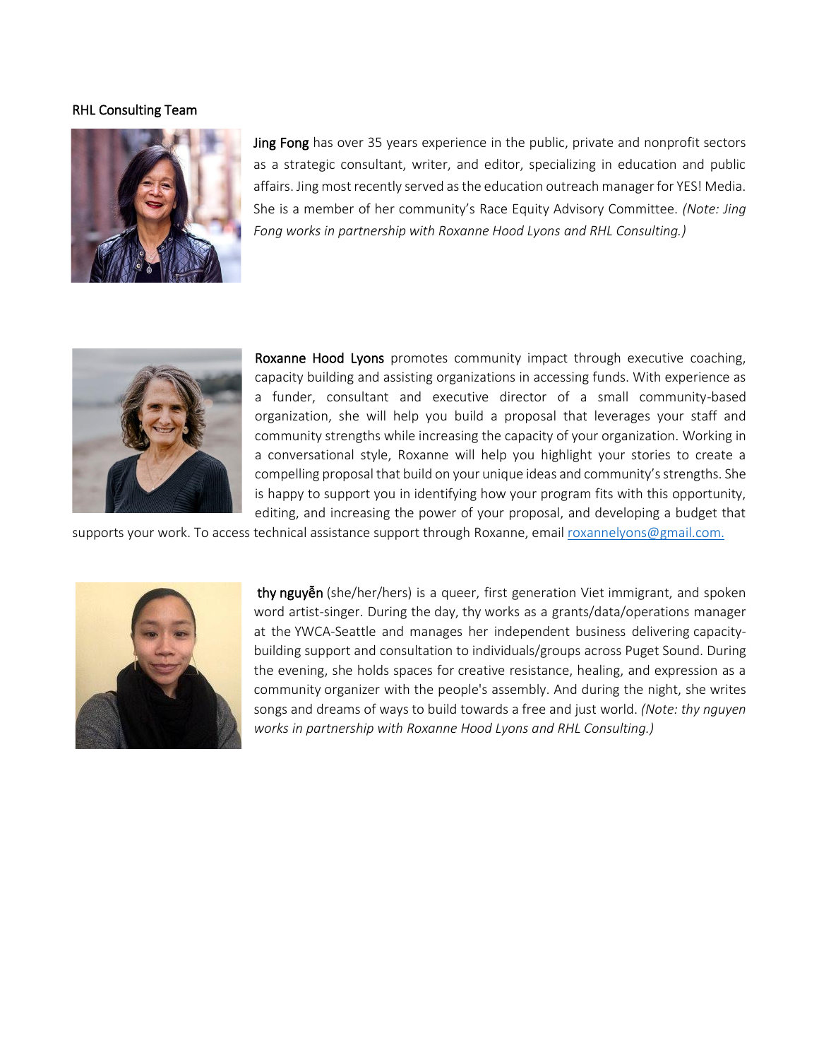RHL Consulting Team

**Jing Fong** has over 35 years experience in the public, private and nonprofit sectors as a strategic consultant, writer, and editor, specializing in education and public affairs. Jing most recently served as the education outreach manager for YES! Media. She is a member of her community's Race Equity Advisory Committee. *(Note: Jing Fong works in partnership with Roxanne Hood Lyons and RHL Consulting.)*

**Roxanne Hood Lyons** promotes community impact through executive coaching, capacity building and assisting organizations in accessing funds. With experience as a funder, consultant and executive director of a small community-based organization, she will help you build a proposal that leverages your staff and community strengths while increasing the capacity of your organization. Working in a conversational style, Roxanne will help you highlight your stories to create a compelling proposal that build on your unique ideas and community's strengths. She is happy to support you in identifying how your program fits with this opportunity, editing, and increasing the power of your proposal, and developing a budget that supports your work. To access technical assistance support through Roxanne, email [roxannelyons@gmail.com.](mailto:roxannelyons@gmail.com)

**thy nguyễn** (she/her/hers) is a queer, first generation Viet immigrant, and spoken word artist-singer. During the day, thy works as a grants/data/operations manager at the YWCA-Seattle and manages her independent business delivering capacity-building support and consultation to individuals/groups across Puget Sound. During the evening, she holds spaces for creative resistance, healing, and expression as a community organizer with the people's assembly. And during the night, she writes songs and dreams of ways to build towards a free and just world. *(Note: thy nguyen works in partnership with Roxanne Hood Lyons and RHL Consulting.)*